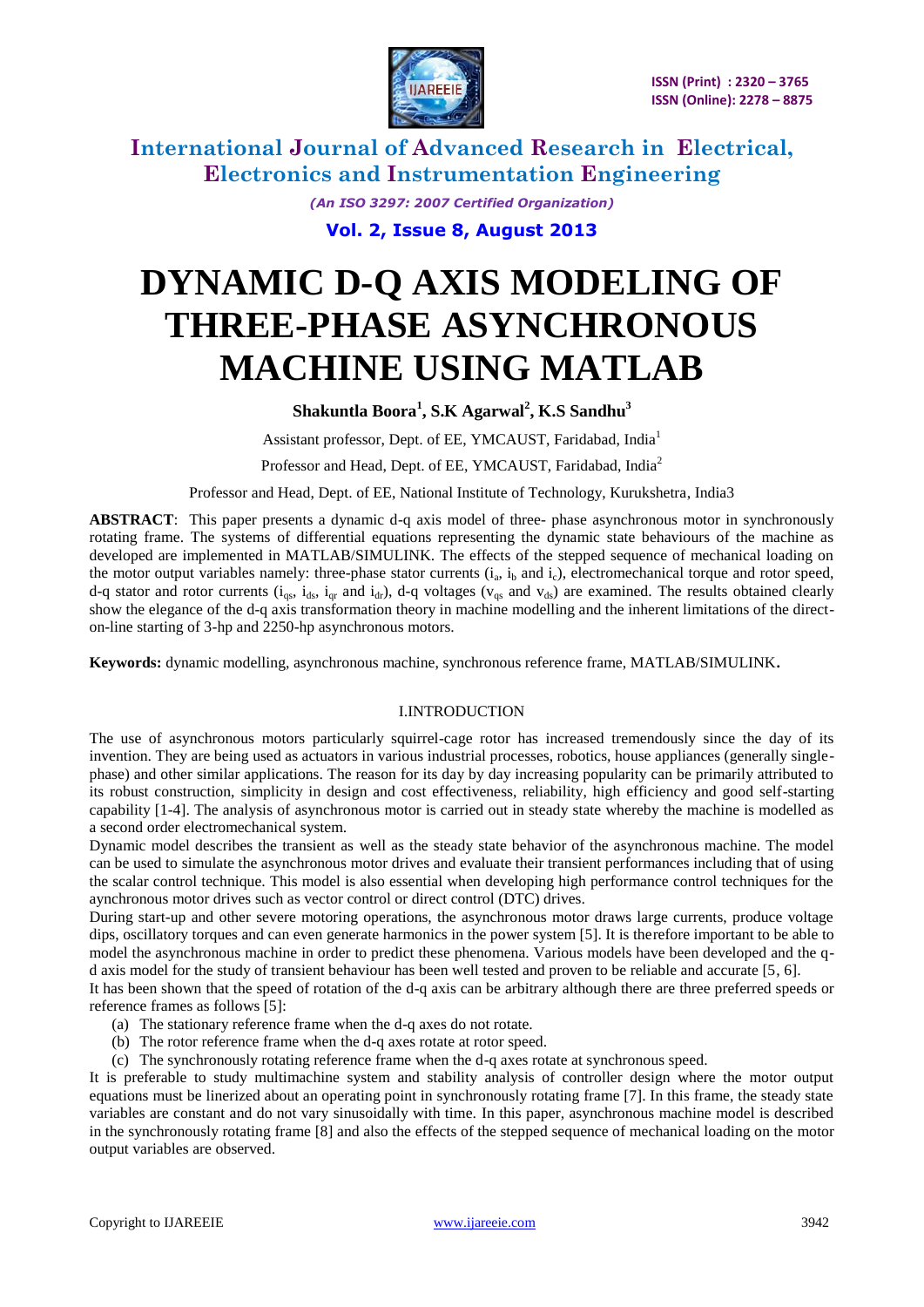# DYNAMIC D-Q AXIS MODELING OF THREE-PHASE ASYNCHRONOUS MACHINE USING MATLAB

**Shakuntla Boora[1], S.K Agarwal[2], K.S Sandhu[3]**

Assistant professor, Dept. of EE, YMCAUST, Faridabad, India[1]

Professor and Head, Dept. of EE, YMCAUST, Faridabad, India[2]

Professor and Head, Dept. of EE, National Institute of Technology, Kurukshetra, India3

**ABSTRACT**: This paper presents a dynamic d-q axis model of three- phase asynchronous motor in synchronously rotating frame. The systems of differential equations representing the dynamic state behaviours of the machine as developed are implemented in MATLAB/SIMULINK. The effects of the stepped sequence of mechanical loading on the motor output variables namely: three-phase stator currents ($i_a$, $i_b$ and $i_c$), electromechanical torque and rotor speed, d-q stator and rotor currents ($i_{qs}$, $i_{ds}$, $i_{qr}$ and $i_{dr}$), d-q voltages ($v_{qs}$ and $v_{ds}$) are examined. The results obtained clearly show the elegance of the d-q axis transformation theory in machine modelling and the inherent limitations of the direct-on-line starting of 3-hp and 2250-hp asynchronous motors.

**Keywords:** dynamic modelling, asynchronous machine, synchronous reference frame, MATLAB/SIMULINK**.**

## I.INTRODUCTION

The use of asynchronous motors particularly squirrel-cage rotor has increased tremendously since the day of its invention. They are being used as actuators in various industrial processes, robotics, house appliances (generally single-phase) and other similar applications. The reason for its day by day increasing popularity can be primarily attributed to its robust construction, simplicity in design and cost effectiveness, reliability, high efficiency and good self-starting capability [1-4]. The analysis of asynchronous motor is carried out in steady state whereby the machine is modelled as a second order electromechanical system.

Dynamic model describes the transient as well as the steady state behavior of the asynchronous machine. The model can be used to simulate the asynchronous motor drives and evaluate their transient performances including that of using the scalar control technique. This model is also essential when developing high performance control techniques for the aynchronous motor drives such as vector control or direct control (DTC) drives.

During start-up and other severe motoring operations, the asynchronous motor draws large currents, produce voltage dips, oscillatory torques and can even generate harmonics in the power system [5]. It is therefore important to be able to model the asynchronous machine in order to predict these phenomena. Various models have been developed and the q-d axis model for the study of transient behaviour has been well tested and proven to be reliable and accurate [5, 6].

It has been shown that the speed of rotation of the d-q axis can be arbitrary although there are three preferred speeds or reference frames as follows [5]:

(a) The stationary reference frame when the d-q axes do not rotate.
(b) The rotor reference frame when the d-q axes rotate at rotor speed.
(c) The synchronously rotating reference frame when the d-q axes rotate at synchronous speed.

It is preferable to study multimachine system and stability analysis of controller design where the motor output equations must be linerized about an operating point in synchronously rotating frame [7]. In this frame, the steady state variables are constant and do not vary sinusoidally with time. In this paper, asynchronous machine model is described in the synchronously rotating frame [8] and also the effects of the stepped sequence of mechanical loading on the motor output variables are observed.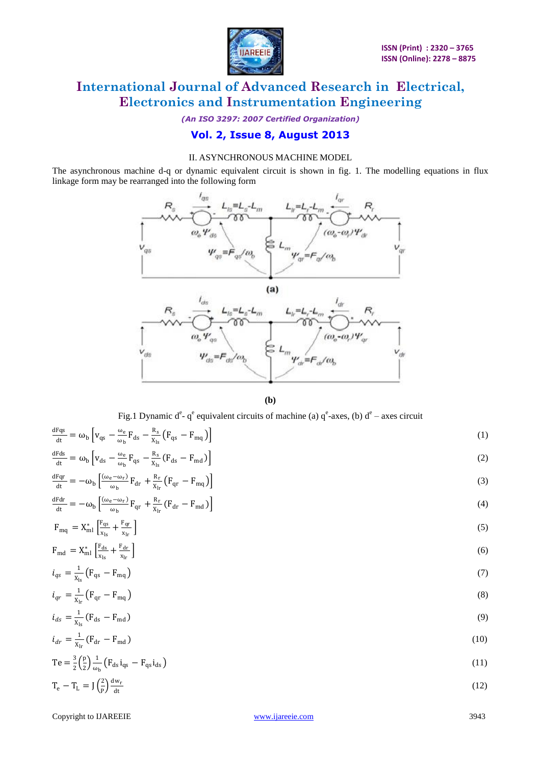## II. ASYNCHRONOUS MACHINE MODEL

The asynchronous machine d-q or dynamic equivalent circuit is shown in fig. 1. The modelling equations in flux linkage form may be rearranged into the following form

Fig.1 Dynamic $d^e$- $q^e$ equivalent circuits of machine (a) $q^e$-axes, (b) $d^e$ – axes circuit

$$\frac{dF_{qs}}{dt} = \omega_b \left[ v_{qs} - \frac{\omega_e}{\omega_b} F_{ds} - \frac{R_s}{X_{ls}} \left( F_{qs} - F_{mq} \right) \right] \tag{1}$$

$$\frac{dF_{ds}}{dt} = \omega_b \left[ v_{ds} - \frac{\omega_e}{\omega_b} F_{qs} - \frac{R_s}{X_{ls}} \left( F_{ds} - F_{md} \right) \right] \tag{2}$$

$$\frac{dF_{qr}}{dt} = -\omega_b \left[ \frac{(\omega_e - \omega_r)}{\omega_b} F_{dr} + \frac{R_r}{X_{lr}} \left( F_{qr} - F_{mq} \right) \right] \tag{3}$$

$$\frac{dF_{dr}}{dt} = -\omega_b \left[ \frac{(\omega_e - \omega_r)}{\omega_b} F_{qr} + \frac{R_r}{X_{lr}} \left( F_{dr} - F_{md} \right) \right] \tag{4}$$

$$F_{mq} = X_{ml}^{*} \left[ \frac{F_{qs}}{x_{ls}} + \frac{F_{qr}}{x_{lr}} \right] \tag{5}$$

$$F_{md} = X_{ml}^{*} \left[ \frac{F_{ds}}{x_{ls}} + \frac{F_{dr}}{x_{lr}} \right] \tag{6}$$

$$i_{qs} = \frac{1}{X_{ls}} \left( F_{qs} - F_{mq} \right) \tag{7}$$

$$i_{qr} = \frac{1}{X_{lr}} \left( F_{qr} - F_{mq} \right) \tag{8}$$

$$i_{ds} = \frac{1}{X_{ls}} \left( F_{ds} - F_{md} \right) \tag{9}$$

$$i_{dr} = \frac{1}{X_{lr}} \left( F_{dr} - F_{md} \right) \tag{10}$$

$$Te = \frac{3}{2} \left( \frac{P}{2} \right) \frac{1}{\omega_b} \left( F_{ds} i_{qs} - F_{qs} i_{ds} \right) \tag{11}$$

$$T_e - T_L = J \left( \frac{2}{P} \right) \frac{dw_r}{dt} \tag{12}$$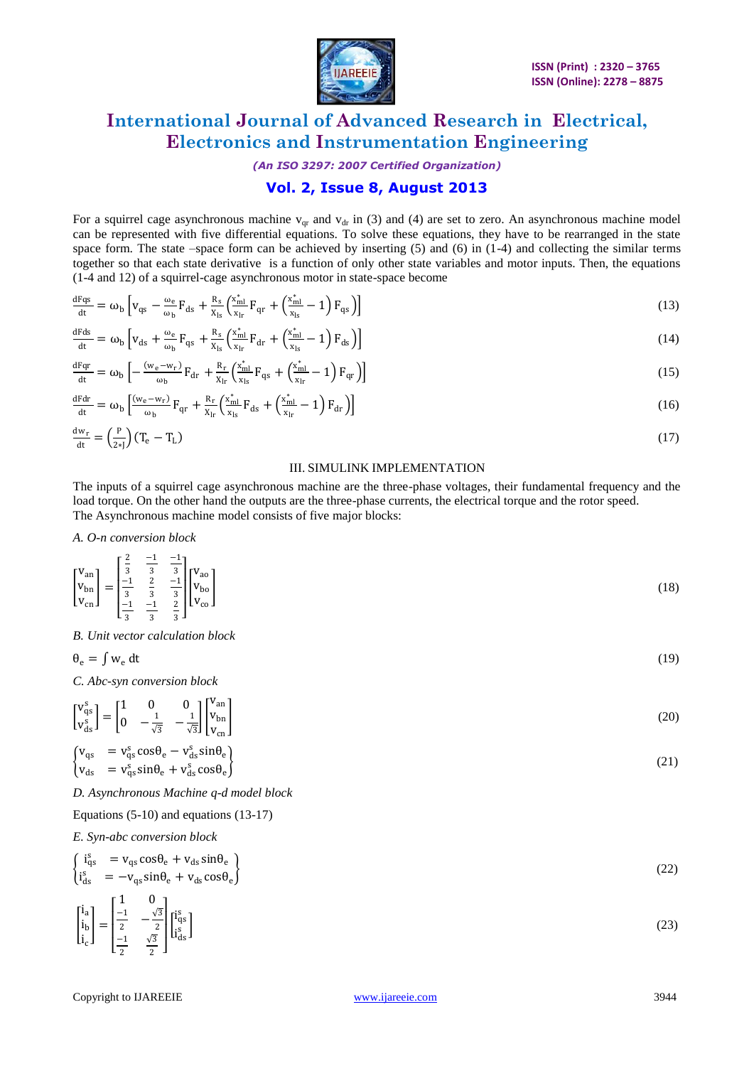For a squirrel cage asynchronous machine $v_{qr}$ and $v_{dr}$ in (3) and (4) are set to zero. An asynchronous machine model can be represented with five differential equations. To solve these equations, they have to be rearranged in the state space form. The state –space form can be achieved by inserting (5) and (6) in (1-4) and collecting the similar terms together so that each state derivative is a function of only other state variables and motor inputs. Then, the equations (1-4 and 12) of a squirrel-cage asynchronous motor in state-space become

$$\frac{dFqs}{dt} = \omega_b\left[v_{qs} - \frac{\omega_e}{\omega_b}F_{ds} + \frac{R_s}{X_{ls}}\left(\frac{x^*_{ml}}{x_{lr}}F_{qr} + \left(\frac{x^*_{ml}}{x_{ls}} - 1\right)F_{qs}\right)\right] \tag{13}$$

$$\frac{dFds}{dt} = \omega_b\left[v_{ds} + \frac{\omega_e}{\omega_b}F_{qs} + \frac{R_s}{X_{ls}}\left(\frac{x^*_{ml}}{x_{lr}}F_{dr} + \left(\frac{x^*_{ml}}{x_{ls}} - 1\right)F_{ds}\right)\right] \tag{14}$$

$$\frac{dFqr}{dt} = \omega_b\left[-\frac{(w_e - w_r)}{\omega_b}F_{dr} + \frac{R_r}{X_{lr}}\left(\frac{x^*_{ml}}{x_{ls}}F_{qs} + \left(\frac{x^*_{ml}}{x_{lr}} - 1\right)F_{qr}\right)\right] \tag{15}$$

$$\frac{dFdr}{dt} = \omega_b\left[\frac{(w_e - w_r)}{\omega_b}F_{qr} + \frac{R_r}{X_{lr}}\left(\frac{x^*_{ml}}{x_{ls}}F_{ds} + \left(\frac{x^*_{ml}}{x_{lr}} - 1\right)F_{dr}\right)\right] \tag{16}$$

$$\frac{dw_r}{dt} = \left(\frac{P}{2*J}\right)(T_e - T_L) \tag{17}$$

## III. SIMULINK IMPLEMENTATION

The inputs of a squirrel cage asynchronous machine are the three-phase voltages, their fundamental frequency and the load torque. On the other hand the outputs are the three-phase currents, the electrical torque and the rotor speed.
The Asynchronous machine model consists of five major blocks:

*A. O-n conversion block*

$$\begin{bmatrix} v_{an} \\ v_{bn} \\ v_{cn} \end{bmatrix} = \begin{bmatrix} \frac{2}{3} & \frac{-1}{3} & \frac{-1}{3} \\ \frac{-1}{3} & \frac{2}{3} & \frac{-1}{3} \\ \frac{-1}{3} & \frac{-1}{3} & \frac{2}{3} \end{bmatrix}\begin{bmatrix} v_{ao} \\ v_{bo} \\ v_{co} \end{bmatrix} \tag{18}$$

*B. Unit vector calculation block*

$$\theta_e = \int w_e \, dt \tag{19}$$

*C. Abc-syn conversion block*

$$\begin{bmatrix} v^s_{qs} \\ v^s_{ds} \end{bmatrix} = \begin{bmatrix} 1 & 0 & 0 \\ 0 & -\frac{1}{\sqrt{3}} & -\frac{1}{\sqrt{3}} \end{bmatrix}\begin{bmatrix} v_{an} \\ v_{bn} \\ v_{cn} \end{bmatrix} \tag{20}$$

$$\begin{Bmatrix} v_{qs} & = v^s_{qs}\cos\theta_e - v^s_{ds}\sin\theta_e \\ v_{ds} & = v^s_{qs}\sin\theta_e + v^s_{ds}\cos\theta_e \end{Bmatrix} \tag{21}$$

*D. Asynchronous Machine q-d model block*

Equations (5-10) and equations (13-17)

*E. Syn-abc conversion block*

$$\begin{Bmatrix} i^s_{qs} & = v_{qs}\cos\theta_e + v_{ds}\sin\theta_e \\ i^s_{ds} & = -v_{qs}\sin\theta_e + v_{ds}\cos\theta_e \end{Bmatrix} \tag{22}$$

$$\begin{bmatrix} i_a \\ i_b \\ i_c \end{bmatrix} = \begin{bmatrix} 1 & 0 \\ \frac{-1}{2} & -\frac{\sqrt{3}}{2} \\ \frac{-1}{2} & \frac{\sqrt{3}}{2} \end{bmatrix}\begin{bmatrix} i^s_{qs} \\ i^s_{ds} \end{bmatrix} \tag{23}$$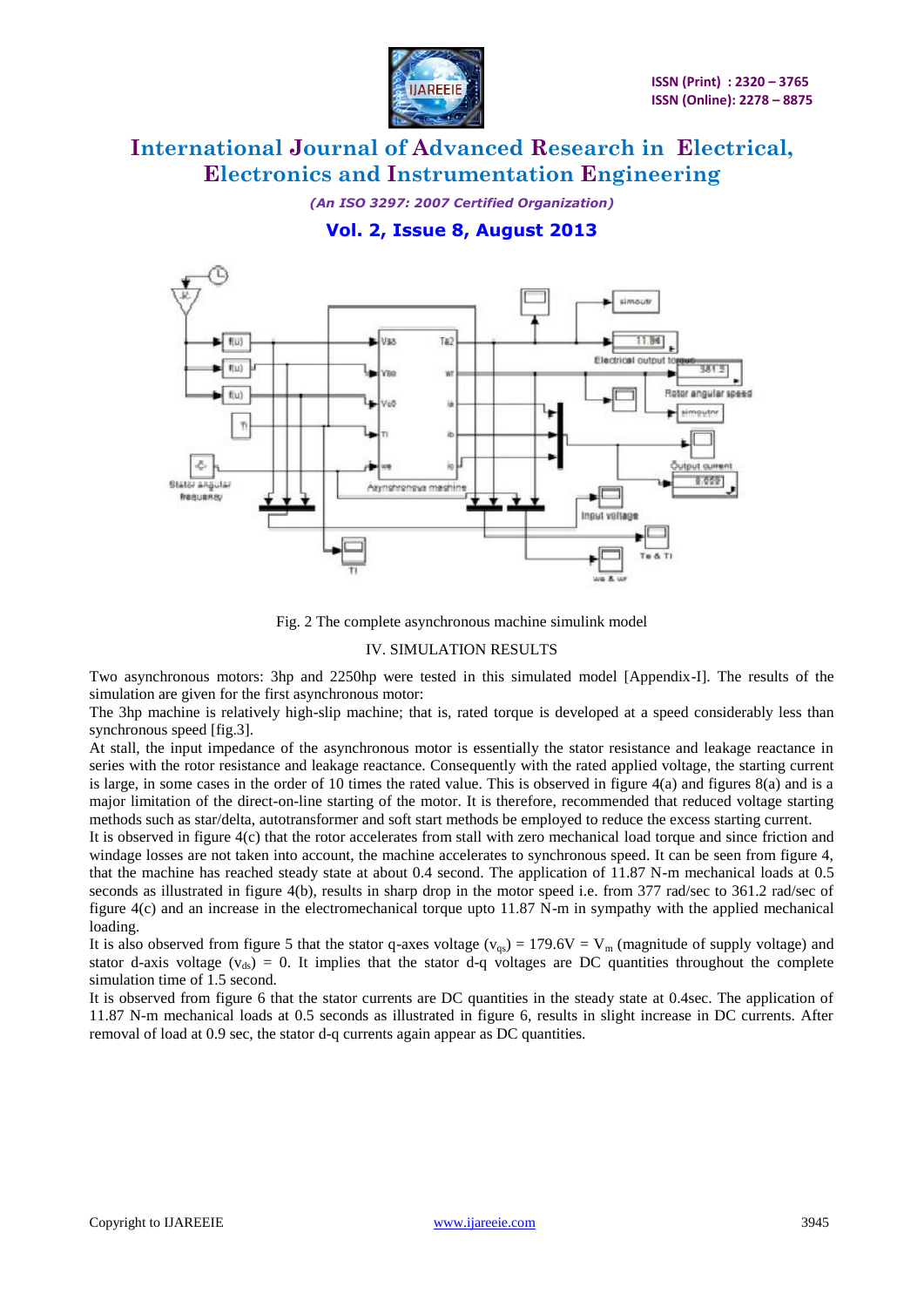Fig. 2 The complete asynchronous machine simulink model

## IV. SIMULATION RESULTS

Two asynchronous motors: 3hp and 2250hp were tested in this simulated model [Appendix-I]. The results of the simulation are given for the first asynchronous motor:

The 3hp machine is relatively high-slip machine; that is, rated torque is developed at a speed considerably less than synchronous speed [fig.3].

At stall, the input impedance of the asynchronous motor is essentially the stator resistance and leakage reactance in series with the rotor resistance and leakage reactance. Consequently with the rated applied voltage, the starting current is large, in some cases in the order of 10 times the rated value. This is observed in figure 4(a) and figures 8(a) and is a major limitation of the direct-on-line starting of the motor. It is therefore, recommended that reduced voltage starting methods such as star/delta, autotransformer and soft start methods be employed to reduce the excess starting current.

It is observed in figure 4(c) that the rotor accelerates from stall with zero mechanical load torque and since friction and windage losses are not taken into account, the machine accelerates to synchronous speed. It can be seen from figure 4, that the machine has reached steady state at about 0.4 second. The application of 11.87 N-m mechanical loads at 0.5 seconds as illustrated in figure 4(b), results in sharp drop in the motor speed i.e. from 377 rad/sec to 361.2 rad/sec of figure 4(c) and an increase in the electromechanical torque upto 11.87 N-m in sympathy with the applied mechanical loading.

It is also observed from figure 5 that the stator q-axes voltage ($v_{qs}$) = 179.6V = $V_m$ (magnitude of supply voltage) and stator d-axis voltage ($v_{ds}$) = 0. It implies that the stator d-q voltages are DC quantities throughout the complete simulation time of 1.5 second.

It is observed from figure 6 that the stator currents are DC quantities in the steady state at 0.4sec. The application of 11.87 N-m mechanical loads at 0.5 seconds as illustrated in figure 6, results in slight increase in DC currents. After removal of load at 0.9 sec, the stator d-q currents again appear as DC quantities.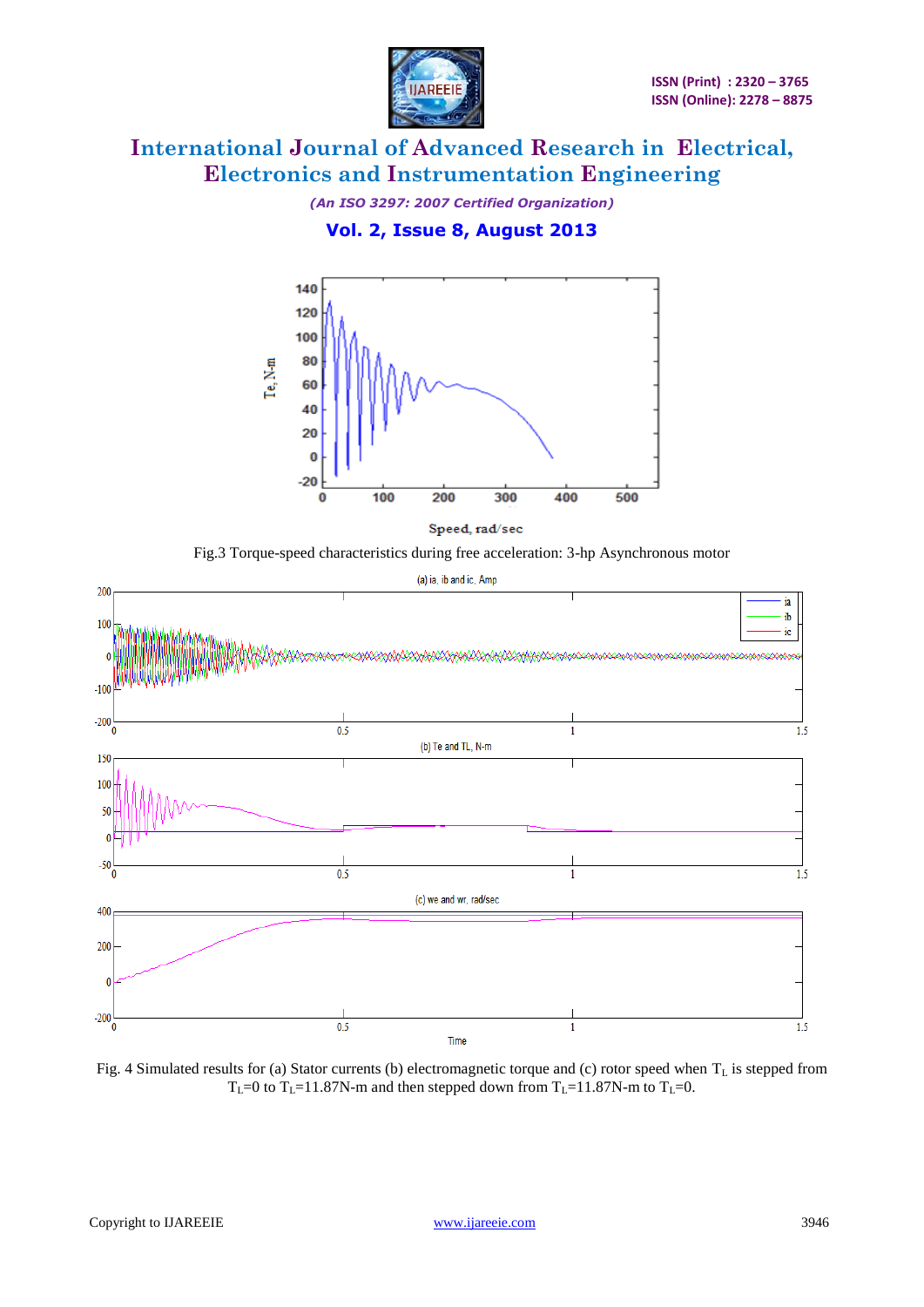Fig.3 Torque-speed characteristics during free acceleration: 3-hp Asynchronous motor

Fig. 4 Simulated results for (a) Stator currents (b) electromagnetic torque and (c) rotor speed when $T_L$ is stepped from $T_L$=0 to $T_L$=11.87N-m and then stepped down from $T_L$=11.87N-m to $T_L$=0.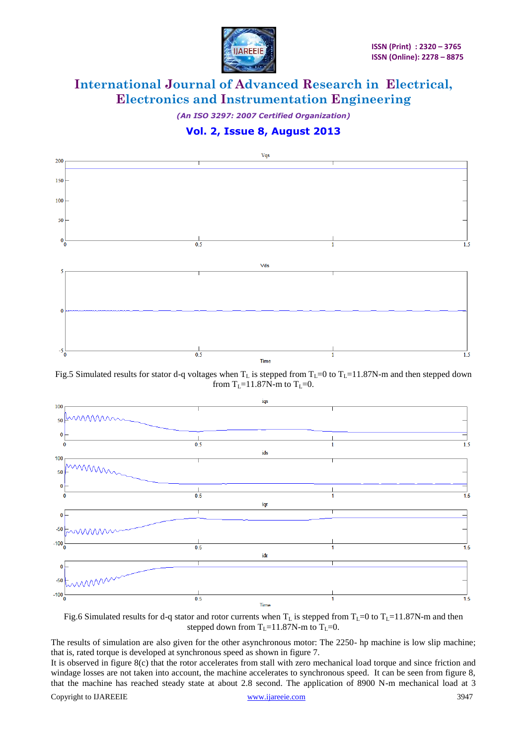Fig.5 Simulated results for stator d-q voltages when $T_L$ is stepped from $T_L$=0 to $T_L$=11.87N-m and then stepped down from $T_L$=11.87N-m to $T_L$=0.

Fig.6 Simulated results for d-q stator and rotor currents when $T_L$ is stepped from $T_L$=0 to $T_L$=11.87N-m and then stepped down from $T_L$=11.87N-m to $T_L$=0.

The results of simulation are also given for the other asynchronous motor: The 2250- hp machine is low slip machine; that is, rated torque is developed at synchronous speed as shown in figure 7.

It is observed in figure 8(c) that the rotor accelerates from stall with zero mechanical load torque and since friction and windage losses are not taken into account, the machine accelerates to synchronous speed. It can be seen from figure 8, that the machine has reached steady state at about 2.8 second. The application of 8900 N-m mechanical load at 3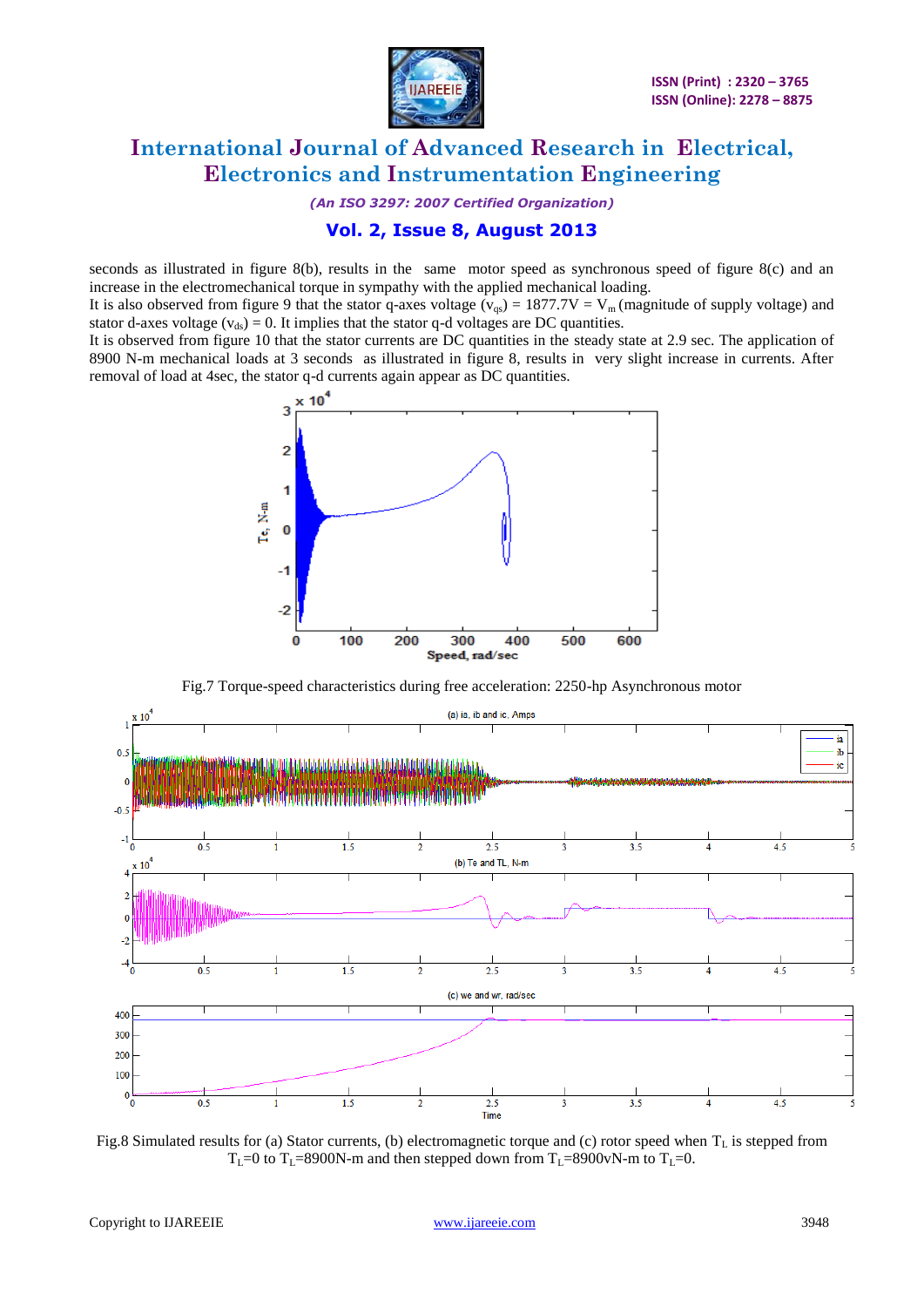seconds as illustrated in figure 8(b), results in the same motor speed as synchronous speed of figure 8(c) and an increase in the electromechanical torque in sympathy with the applied mechanical loading.

It is also observed from figure 9 that the stator q-axes voltage ($v_{qs}$) = 1877.7V = $V_m$ (magnitude of supply voltage) and stator d-axes voltage ($v_{ds}$) = 0. It implies that the stator q-d voltages are DC quantities.

It is observed from figure 10 that the stator currents are DC quantities in the steady state at 2.9 sec. The application of 8900 N-m mechanical loads at 3 seconds as illustrated in figure 8, results in very slight increase in currents. After removal of load at 4sec, the stator q-d currents again appear as DC quantities.

Fig.7 Torque-speed characteristics during free acceleration: 2250-hp Asynchronous motor

Fig.8 Simulated results for (a) Stator currents, (b) electromagnetic torque and (c) rotor speed when $T_L$ is stepped from $T_L$=0 to $T_L$=8900N-m and then stepped down from $T_L$=8900vN-m to $T_L$=0.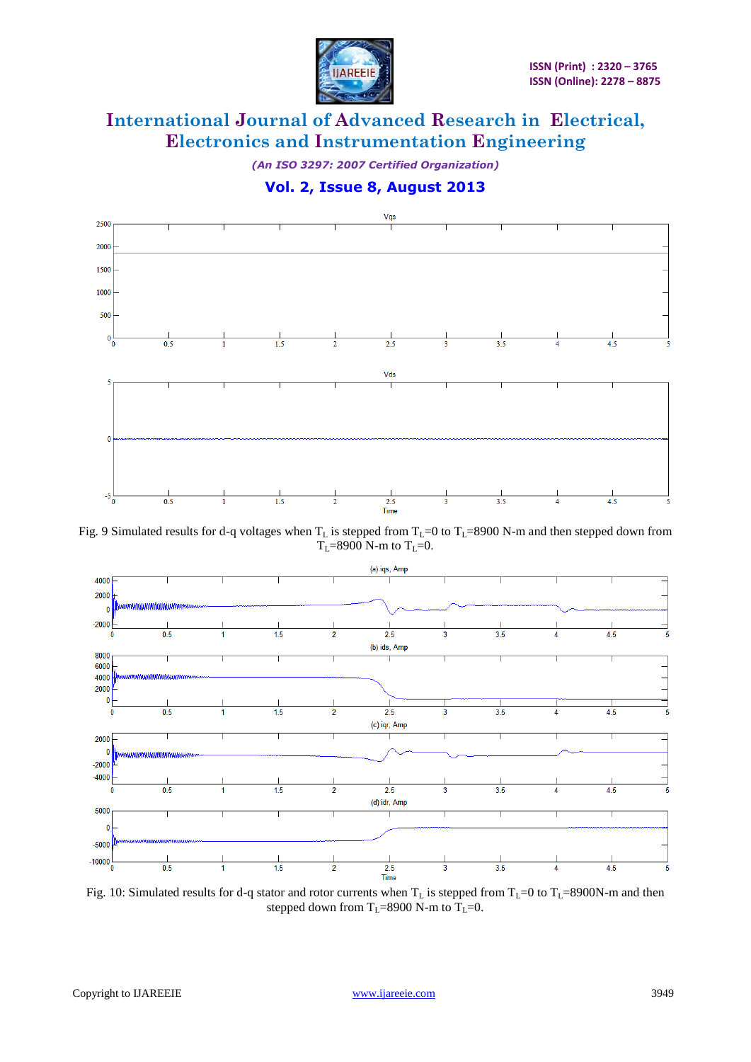Fig. 9 Simulated results for d-q voltages when $T_L$ is stepped from $T_L$=0 to $T_L$=8900 N-m and then stepped down from $T_L$=8900 N-m to $T_L$=0.

Fig. 10: Simulated results for d-q stator and rotor currents when $T_L$ is stepped from $T_L$=0 to $T_L$=8900N-m and then stepped down from $T_L$=8900 N-m to $T_L$=0.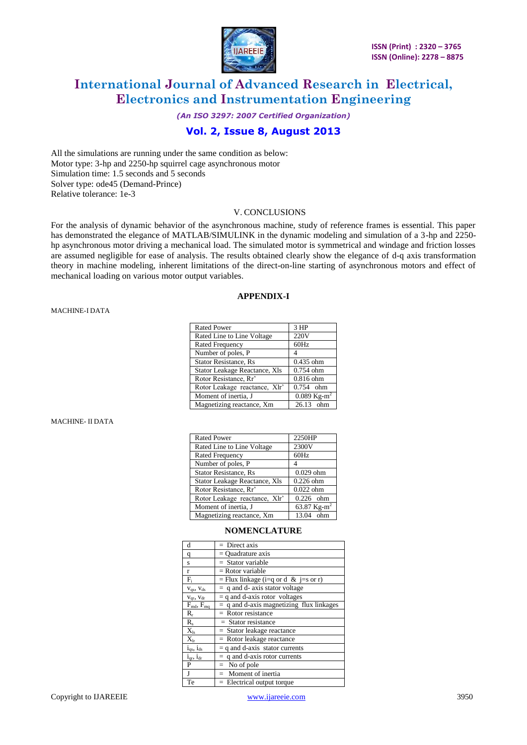All the simulations are running under the same condition as below:
Motor type: 3-hp and 2250-hp squirrel cage asynchronous motor
Simulation time: 1.5 seconds and 5 seconds
Solver type: ode45 (Demand-Prince)
Relative tolerance: 1e-3

## V. CONCLUSIONS

For the analysis of dynamic behavior of the asynchronous machine, study of reference frames is essential. This paper has demonstrated the elegance of MATLAB/SIMULINK in the dynamic modeling and simulation of a 3-hp and 2250-hp asynchronous motor driving a mechanical load. The simulated motor is symmetrical and windage and friction losses are assumed negligible for ease of analysis. The results obtained clearly show the elegance of d-q axis transformation theory in machine modeling, inherent limitations of the direct-on-line starting of asynchronous motors and effect of mechanical loading on various motor output variables.

## APPENDIX-I

MACHINE-I DATA

| Parameter | Value |
|---|---|
| Rated Power | 3 HP |
| Rated Line to Line Voltage | 220V |
| Rated Frequency | 60Hz |
| Number of poles, P | 4 |
| Stator Resistance, Rs | 0.435 ohm |
| Stator Leakage Reactance, Xls | 0.754 ohm |
| Rotor Resistance, Rr' | 0.816 ohm |
| Rotor Leakage reactance, Xlr' | 0.754 ohm |
| Moment of inertia, J | 0.089 Kg-$m^2$ |
| Magnetizing reactance, Xm | 26.13 ohm |

MACHINE- II DATA

| Parameter | Value |
|---|---|
| Rated Power | 2250HP |
| Rated Line to Line Voltage | 2300V |
| Rated Frequency | 60Hz |
| Number of poles, P | 4 |
| Stator Resistance, Rs | 0.029 ohm |
| Stator Leakage Reactance, Xls | 0.226 ohm |
| Rotor Resistance, Rr' | 0.022 ohm |
| Rotor Leakage reactance, Xlr' | 0.226 ohm |
| Moment of inertia, J | 63.87 Kg-$m^2$ |
| Magnetizing reactance, Xm | 13.04 ohm |

## NOMENCLATURE

| Symbol | Description |
|---|---|
| d | = Direct axis |
| q | = Quadrature axis |
| s | = Stator variable |
| r | = Rotor variable |
| $F_{i}$ | = Flux linkage (i=q or d & j=s or r) |
| $v_{qs}$, $v_{ds}$ | = q and d- axis stator voltage |
| $v_{qr}$, $v_{dr}$ | = q and d-axis rotor voltages |
| $F_{md}$, $F_{mq}$ | = q and d-axis magnetizing flux linkages |
| $R_r$ | = Rotor resistance |
| $R_s$ | = Stator resistance |
| $X_{ls}$ | = Stator leakage reactance |
| $X_{lr}$ | = Rotor leakage reactance |
| $i_{qs}$, $i_{ds}$ | = q and d-axis stator currents |
| $i_{qr}$, $i_{dr}$ | = q and d-axis rotor currents |
| P | = No of pole |
| J | = Moment of inertia |
| Te | = Electrical output torque |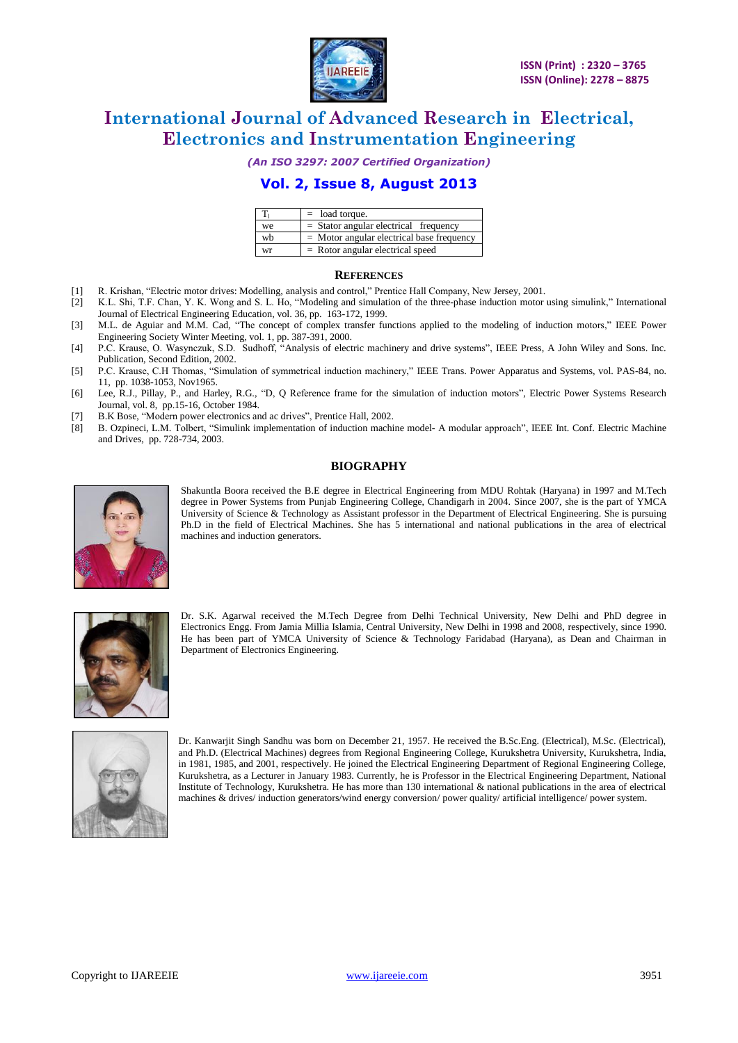| | |
|---|---|
| $T_l$ | = load torque. |
| we | = Stator angular electrical frequency |
| wb | = Motor angular electrical base frequency |
| wr | = Rotor angular electrical speed |

## REFERENCES

[1] R. Krishan, "Electric motor drives: Modelling, analysis and control," Prentice Hall Company, New Jersey, 2001.

[2] K.L. Shi, T.F. Chan, Y. K. Wong and S. L. Ho, "Modeling and simulation of the three-phase induction motor using simulink," International Journal of Electrical Engineering Education, vol. 36, pp. 163-172, 1999.

[3] M.L. de Aguiar and M.M. Cad, "The concept of complex transfer functions applied to the modeling of induction motors," IEEE Power Engineering Society Winter Meeting, vol. 1, pp. 387-391, 2000.

[4] P.C. Krause, O. Wasynczuk, S.D. Sudhoff, "Analysis of electric machinery and drive systems", IEEE Press, A John Wiley and Sons. Inc. Publication, Second Edition, 2002.

[5] P.C. Krause, C.H Thomas, "Simulation of symmetrical induction machinery," IEEE Trans. Power Apparatus and Systems, vol. PAS-84, no. 11, pp. 1038-1053, Nov1965.

[6] Lee, R.J., Pillay, P., and Harley, R.G., "D, Q Reference frame for the simulation of induction motors", Electric Power Systems Research Journal, vol. 8, pp.15-16, October 1984.

[7] B.K Bose, "Modern power electronics and ac drives", Prentice Hall, 2002.

[8] B. Ozpineci, L.M. Tolbert, "Simulink implementation of induction machine model- A modular approach", IEEE Int. Conf. Electric Machine and Drives, pp. 728-734, 2003.

## BIOGRAPHY

Shakuntla Boora received the B.E degree in Electrical Engineering from MDU Rohtak (Haryana) in 1997 and M.Tech degree in Power Systems from Punjab Engineering College, Chandigarh in 2004. Since 2007, she is the part of YMCA University of Science & Technology as Assistant professor in the Department of Electrical Engineering. She is pursuing Ph.D in the field of Electrical Machines. She has 5 international and national publications in the area of electrical machines and induction generators.

Dr. S.K. Agarwal received the M.Tech Degree from Delhi Technical University, New Delhi and PhD degree in Electronics Engg. From Jamia Millia Islamia, Central University, New Delhi in 1998 and 2008, respectively, since 1990. He has been part of YMCA University of Science & Technology Faridabad (Haryana), as Dean and Chairman in Department of Electronics Engineering.

Dr. Kanwarjit Singh Sandhu was born on December 21, 1957. He received the B.Sc.Eng. (Electrical), M.Sc. (Electrical), and Ph.D. (Electrical Machines) degrees from Regional Engineering College, Kurukshetra University, Kurukshetra, India, in 1981, 1985, and 2001, respectively. He joined the Electrical Engineering Department of Regional Engineering College, Kurukshetra, as a Lecturer in January 1983. Currently, he is Professor in the Electrical Engineering Department, National Institute of Technology, Kurukshetra. He has more than 130 international & national publications in the area of electrical machines & drives/ induction generators/wind energy conversion/ power quality/ artificial intelligence/ power system.